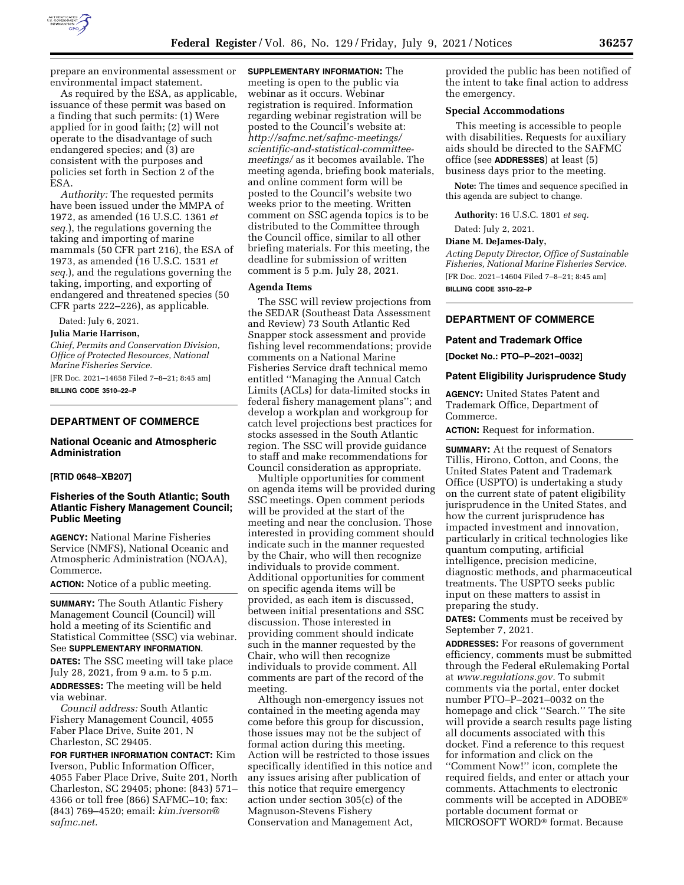prepare an environmental assessment or environmental impact statement.

As required by the ESA, as applicable, issuance of these permit was based on a finding that such permits: (1) Were applied for in good faith; (2) will not operate to the disadvantage of such endangered species; and (3) are consistent with the purposes and policies set forth in Section 2 of the ESA.

*Authority:* The requested permits have been issued under the MMPA of 1972, as amended (16 U.S.C. 1361 *et seq.*), the regulations governing the taking and importing of marine mammals (50 CFR part 216), the ESA of 1973, as amended (16 U.S.C. 1531 *et seq.*), and the regulations governing the taking, importing, and exporting of endangered and threatened species (50 CFR parts 222–226), as applicable.

Dated: July 6, 2021.

**Julia Marie Harrison,**

*Chief, Permits and Conservation Division, Office of Protected Resources, National Marine Fisheries Service.*

[FR Doc. 2021–14658 Filed 7–8–21; 8:45 am]

**BILLING CODE 3510–22–P**

---

## DEPARTMENT OF COMMERCE

### National Oceanic and Atmospheric Administration

**[RTID 0648–XB207]**

### Fisheries of the South Atlantic; South Atlantic Fishery Management Council; Public Meeting

**AGENCY:** National Marine Fisheries Service (NMFS), National Oceanic and Atmospheric Administration (NOAA), Commerce.

**ACTION:** Notice of a public meeting.

**SUMMARY:** The South Atlantic Fishery Management Council (Council) will hold a meeting of its Scientific and Statistical Committee (SSC) via webinar. See **SUPPLEMENTARY INFORMATION**.

**DATES:** The SSC meeting will take place July 28, 2021, from 9 a.m. to 5 p.m.

**ADDRESSES:** The meeting will be held via webinar.

*Council address:* South Atlantic Fishery Management Council, 4055 Faber Place Drive, Suite 201, N Charleston, SC 29405.

**FOR FURTHER INFORMATION CONTACT:** Kim Iverson, Public Information Officer, 4055 Faber Place Drive, Suite 201, North Charleston, SC 29405; phone: (843) 571–4366 or toll free (866) SAFMC–10; fax: (843) 769–4520; email: *kim.iverson@safmc.net.*

**SUPPLEMENTARY INFORMATION:** The meeting is open to the public via webinar as it occurs. Webinar registration is required. Information regarding webinar registration will be posted to the Council's website at: *http://safmc.net/safmc-meetings/scientific-and-statistical-committee-meetings/* as it becomes available. The meeting agenda, briefing book materials, and online comment form will be posted to the Council's website two weeks prior to the meeting. Written comment on SSC agenda topics is to be distributed to the Committee through the Council office, similar to all other briefing materials. For this meeting, the deadline for submission of written comment is 5 p.m. July 28, 2021.

#### Agenda Items

The SSC will review projections from the SEDAR (Southeast Data Assessment and Review) 73 South Atlantic Red Snapper stock assessment and provide fishing level recommendations; provide comments on a National Marine Fisheries Service draft technical memo entitled ''Managing the Annual Catch Limits (ACLs) for data-limited stocks in federal fishery management plans''; and develop a workplan and workgroup for catch level projections best practices for stocks assessed in the South Atlantic region. The SSC will provide guidance to staff and make recommendations for Council consideration as appropriate.

Multiple opportunities for comment on agenda items will be provided during SSC meetings. Open comment periods will be provided at the start of the meeting and near the conclusion. Those interested in providing comment should indicate such in the manner requested by the Chair, who will then recognize individuals to provide comment. Additional opportunities for comment on specific agenda items will be provided, as each item is discussed, between initial presentations and SSC discussion. Those interested in providing comment should indicate such in the manner requested by the Chair, who will then recognize individuals to provide comment. All comments are part of the record of the meeting.

Although non-emergency issues not contained in the meeting agenda may come before this group for discussion, those issues may not be the subject of formal action during this meeting. Action will be restricted to those issues specifically identified in this notice and any issues arising after publication of this notice that require emergency action under section 305(c) of the Magnuson-Stevens Fishery Conservation and Management Act, provided the public has been notified of the intent to take final action to address the emergency.

#### Special Accommodations

This meeting is accessible to people with disabilities. Requests for auxiliary aids should be directed to the SAFMC office (see **ADDRESSES**) at least (5) business days prior to the meeting.

**Note:** The times and sequence specified in this agenda are subject to change.

**Authority:** 16 U.S.C. 1801 *et seq.*

Dated: July 2, 2021.

**Diane M. DeJames-Daly,**

*Acting Deputy Director, Office of Sustainable Fisheries, National Marine Fisheries Service.*

[FR Doc. 2021–14604 Filed 7–8–21; 8:45 am]

**BILLING CODE 3510–22–P**

---

## DEPARTMENT OF COMMERCE

### Patent and Trademark Office

**[Docket No.: PTO–P–2021–0032]**

### Patent Eligibility Jurisprudence Study

**AGENCY:** United States Patent and Trademark Office, Department of Commerce.

**ACTION:** Request for information.

**SUMMARY:** At the request of Senators Tillis, Hirono, Cotton, and Coons, the United States Patent and Trademark Office (USPTO) is undertaking a study on the current state of patent eligibility jurisprudence in the United States, and how the current jurisprudence has impacted investment and innovation, particularly in critical technologies like quantum computing, artificial intelligence, precision medicine, diagnostic methods, and pharmaceutical treatments. The USPTO seeks public input on these matters to assist in preparing the study.

**DATES:** Comments must be received by September 7, 2021.

**ADDRESSES:** For reasons of government efficiency, comments must be submitted through the Federal eRulemaking Portal at *www.regulations.gov.* To submit comments via the portal, enter docket number PTO–P–2021–0032 on the homepage and click ''Search.'' The site will provide a search results page listing all documents associated with this docket. Find a reference to this request for information and click on the ''Comment Now!'' icon, complete the required fields, and enter or attach your comments. Attachments to electronic comments will be accepted in ADOBE® portable document format or MICROSOFT WORD® format. Because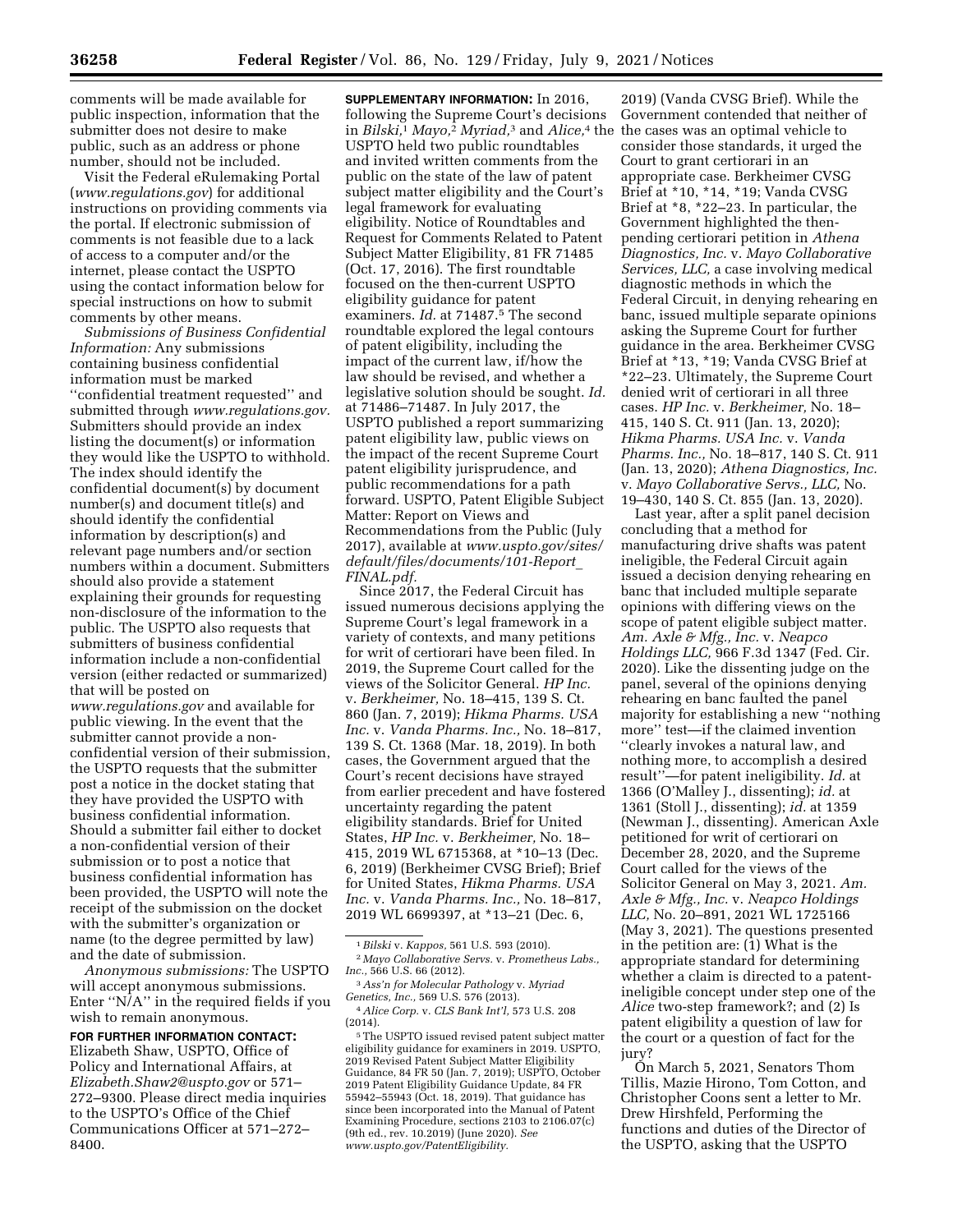comments will be made available for public inspection, information that the submitter does not desire to make public, such as an address or phone number, should not be included.

Visit the Federal eRulemaking Portal (*www.regulations.gov*) for additional instructions on providing comments via the portal. If electronic submission of comments is not feasible due to a lack of access to a computer and/or the internet, please contact the USPTO using the contact information below for special instructions on how to submit comments by other means.

*Submissions of Business Confidential Information:* Any submissions containing business confidential information must be marked ''confidential treatment requested'' and submitted through *www.regulations.gov.* Submitters should provide an index listing the document(s) or information they would like the USPTO to withhold. The index should identify the confidential document(s) by document number(s) and document title(s) and should identify the confidential information by description(s) and relevant page numbers and/or section numbers within a document. Submitters should also provide a statement explaining their grounds for requesting non-disclosure of the information to the public. The USPTO also requests that submitters of business confidential information include a non-confidential version (either redacted or summarized) that will be posted on *www.regulations.gov* and available for public viewing. In the event that the submitter cannot provide a non-confidential version of their submission, the USPTO requests that the submitter post a notice in the docket stating that they have provided the USPTO with business confidential information. Should a submitter fail either to docket a non-confidential version of their submission or to post a notice that business confidential information has been provided, the USPTO will note the receipt of the submission on the docket with the submitter's organization or name (to the degree permitted by law) and the date of submission.

*Anonymous submissions:* The USPTO will accept anonymous submissions. Enter ''N/A'' in the required fields if you wish to remain anonymous.

**FOR FURTHER INFORMATION CONTACT:** Elizabeth Shaw, USPTO, Office of Policy and International Affairs, at *Elizabeth.Shaw2@uspto.gov* or 571–272–9300. Please direct media inquiries to the USPTO's Office of the Chief Communications Officer at 571–272–8400.

**SUPPLEMENTARY INFORMATION:** In 2016, following the Supreme Court's decisions in *Bilski,*[1] *Mayo,*[2] *Myriad,*[3] and *Alice,*[4] the USPTO held two public roundtables and invited written comments from the public on the state of the law of patent subject matter eligibility and the Court's legal framework for evaluating eligibility. Notice of Roundtables and Request for Comments Related to Patent Subject Matter Eligibility, 81 FR 71485 (Oct. 17, 2016). The first roundtable focused on the then-current USPTO eligibility guidance for patent examiners. *Id.* at 71487.[5] The second roundtable explored the legal contours of patent eligibility, including the impact of the current law, if/how the law should be revised, and whether a legislative solution should be sought. *Id.* at 71486–71487. In July 2017, the USPTO published a report summarizing patent eligibility law, public views on the impact of the recent Supreme Court patent eligibility jurisprudence, and public recommendations for a path forward. USPTO, Patent Eligible Subject Matter: Report on Views and Recommendations from the Public (July 2017), available at *www.uspto.gov/sites/default/files/documents/101-Report_FINAL.pdf.*

Since 2017, the Federal Circuit has issued numerous decisions applying the Supreme Court's legal framework in a variety of contexts, and many petitions for writ of certiorari have been filed. In 2019, the Supreme Court called for the views of the Solicitor General. *HP Inc.* v. *Berkheimer,* No. 18–415, 139 S. Ct. 860 (Jan. 7, 2019); *Hikma Pharms. USA Inc.* v. *Vanda Pharms. Inc.,* No. 18–817, 139 S. Ct. 1368 (Mar. 18, 2019). In both cases, the Government argued that the Court's recent decisions have strayed from earlier precedent and have fostered uncertainty regarding the patent eligibility standards. Brief for United States, *HP Inc.* v. *Berkheimer,* No. 18–415, 2019 WL 6715368, at *10–13 (Dec. 6, 2019) (Berkheimer CVSG Brief); Brief for United States, *Hikma Pharms. USA Inc.* v. *Vanda Pharms. Inc.,* No. 18–817, 2019 WL 6699397, at *13–21 (Dec. 6, 2019) (Vanda CVSG Brief). While the Government contended that neither of the cases was an optimal vehicle to consider those standards, it urged the Court to grant certiorari in an appropriate case. Berkheimer CVSG Brief at *10, *14, *19; Vanda CVSG Brief at *8, *22–23. In particular, the Government highlighted the then-pending certiorari petition in *Athena Diagnostics, Inc.* v. *Mayo Collaborative Services, LLC,* a case involving medical diagnostic methods in which the Federal Circuit, in denying rehearing en banc, issued multiple separate opinions asking the Supreme Court for further guidance in the area. Berkheimer CVSG Brief at *13, *19; Vanda CVSG Brief at *22–23. Ultimately, the Supreme Court denied writ of certiorari in all three cases. *HP Inc.* v. *Berkheimer,* No. 18–415, 140 S. Ct. 911 (Jan. 13, 2020); *Hikma Pharms. USA Inc.* v. *Vanda Pharms. Inc.,* No. 18–817, 140 S. Ct. 911 (Jan. 13, 2020); *Athena Diagnostics, Inc.* v. *Mayo Collaborative Servs., LLC,* No. 19–430, 140 S. Ct. 855 (Jan. 13, 2020).

Last year, after a split panel decision concluding that a method for manufacturing drive shafts was patent ineligible, the Federal Circuit again issued a decision denying rehearing en banc that included multiple separate opinions with differing views on the scope of patent eligible subject matter. *Am. Axle & Mfg., Inc.* v. *Neapco Holdings LLC,* 966 F.3d 1347 (Fed. Cir. 2020). Like the dissenting judge on the panel, several of the opinions denying rehearing en banc faulted the panel majority for establishing a new ''nothing more'' test—if the claimed invention ''clearly invokes a natural law, and nothing more, to accomplish a desired result''—for patent ineligibility. *Id.* at 1366 (O'Malley J., dissenting); *id.* at 1361 (Stoll J., dissenting); *id.* at 1359 (Newman J., dissenting). American Axle petitioned for writ of certiorari on December 28, 2020, and the Supreme Court called for the views of the Solicitor General on May 3, 2021. *Am. Axle & Mfg., Inc.* v. *Neapco Holdings LLC,* No. 20–891, 2021 WL 1725166 (May 3, 2021). The questions presented in the petition are: (1) What is the appropriate standard for determining whether a claim is directed to a patent-ineligible concept under step one of the *Alice* two-step framework?; and (2) Is patent eligibility a question of law for the court or a question of fact for the jury?

On March 5, 2021, Senators Thom Tillis, Mazie Hirono, Tom Cotton, and Christopher Coons sent a letter to Mr. Drew Hirshfeld, Performing the functions and duties of the Director of the USPTO, asking that the USPTO

---

[1] *Bilski* v. *Kappos,* 561 U.S. 593 (2010).

[2] *Mayo Collaborative Servs.* v. *Prometheus Labs., Inc.,* 566 U.S. 66 (2012).

[3] *Ass'n for Molecular Pathology* v. *Myriad Genetics, Inc.,* 569 U.S. 576 (2013).

[4] *Alice Corp.* v. *CLS Bank Int'l,* 573 U.S. 208 (2014).

[5] The USPTO issued revised patent subject matter eligibility guidance for examiners in 2019. USPTO, 2019 Revised Patent Subject Matter Eligibility Guidance, 84 FR 50 (Jan. 7, 2019); USPTO, October 2019 Patent Eligibility Guidance Update, 84 FR 55942–55943 (Oct. 18, 2019). That guidance has since been incorporated into the Manual of Patent Examining Procedure, sections 2103 to 2106.07(c) (9th ed., rev. 10.2019) (June 2020). *See www.uspto.gov/PatentEligibility.*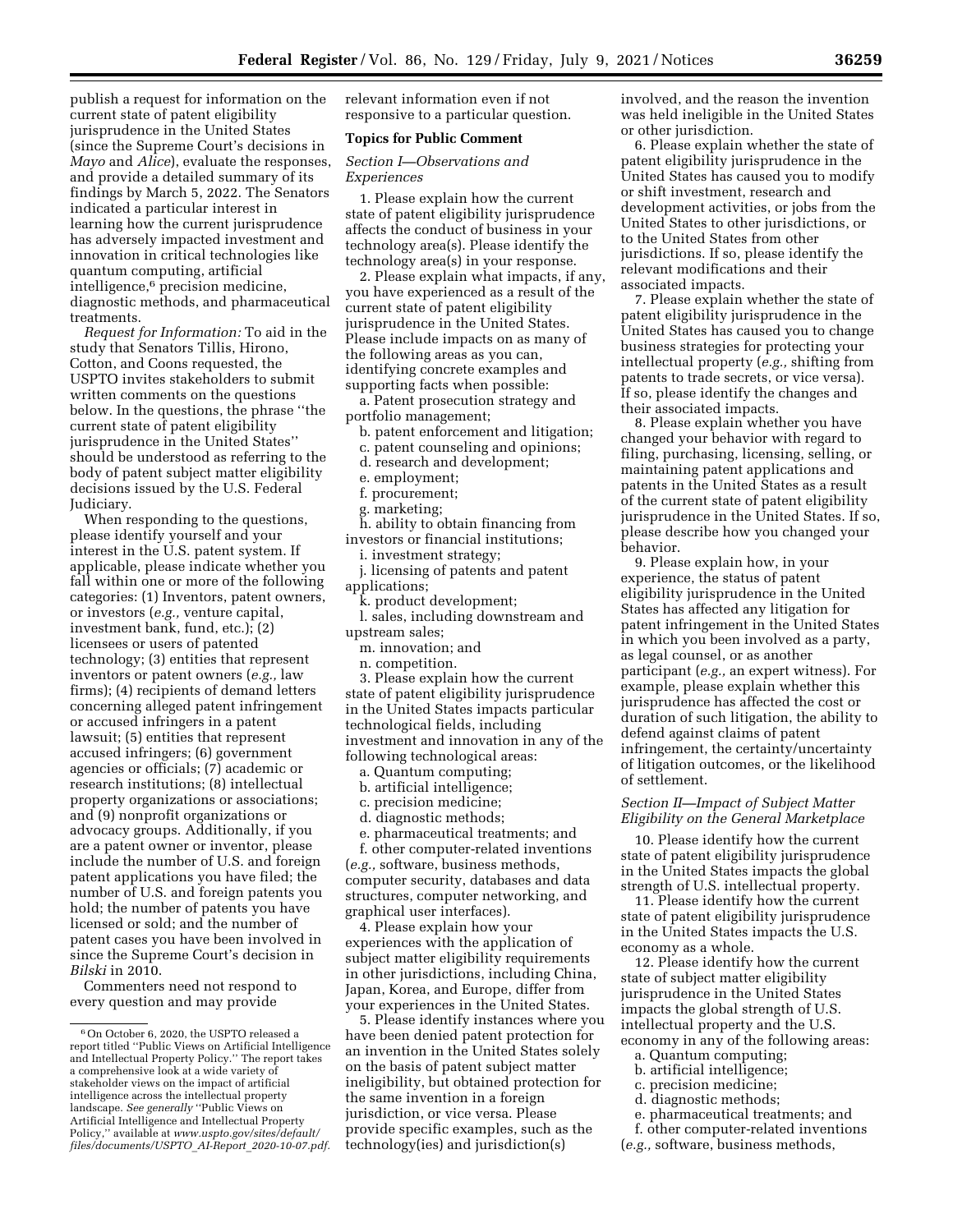publish a request for information on the current state of patent eligibility jurisprudence in the United States (since the Supreme Court's decisions in *Mayo* and *Alice*), evaluate the responses, and provide a detailed summary of its findings by March 5, 2022. The Senators indicated a particular interest in learning how the current jurisprudence has adversely impacted investment and innovation in critical technologies like quantum computing, artificial intelligence,[6] precision medicine, diagnostic methods, and pharmaceutical treatments.

*Request for Information:* To aid in the study that Senators Tillis, Hirono, Cotton, and Coons requested, the USPTO invites stakeholders to submit written comments on the questions below. In the questions, the phrase "the current state of patent eligibility jurisprudence in the United States" should be understood as referring to the body of patent subject matter eligibility decisions issued by the U.S. Federal Judiciary.

When responding to the questions, please identify yourself and your interest in the U.S. patent system. If applicable, please indicate whether you fall within one or more of the following categories: (1) Inventors, patent owners, or investors (*e.g.,* venture capital, investment bank, fund, etc.); (2) licensees or users of patented technology; (3) entities that represent inventors or patent owners (*e.g.,* law firms); (4) recipients of demand letters concerning alleged patent infringement or accused infringers in a patent lawsuit; (5) entities that represent accused infringers; (6) government agencies or officials; (7) academic or research institutions; (8) intellectual property organizations or associations; and (9) nonprofit organizations or advocacy groups. Additionally, if you are a patent owner or inventor, please include the number of U.S. and foreign patent applications you have filed; the number of U.S. and foreign patents you hold; the number of patents you have licensed or sold; and the number of patent cases you have been involved in since the Supreme Court's decision in *Bilski* in 2010.

Commenters need not respond to every question and may provide relevant information even if not responsive to a particular question.

## Topics for Public Comment

### *Section I—Observations and Experiences*

1. Please explain how the current state of patent eligibility jurisprudence affects the conduct of business in your technology area(s). Please identify the technology area(s) in your response.

2. Please explain what impacts, if any, you have experienced as a result of the current state of patent eligibility jurisprudence in the United States. Please include impacts on as many of the following areas as you can, identifying concrete examples and supporting facts when possible:

a. Patent prosecution strategy and portfolio management;
b. patent enforcement and litigation;
c. patent counseling and opinions;
d. research and development;
e. employment;
f. procurement;
g. marketing;
h. ability to obtain financing from investors or financial institutions;
i. investment strategy;
j. licensing of patents and patent applications;
k. product development;
l. sales, including downstream and upstream sales;
m. innovation; and
n. competition.

3. Please explain how the current state of patent eligibility jurisprudence in the United States impacts particular technological fields, including investment and innovation in any of the following technological areas:

a. Quantum computing;
b. artificial intelligence;
c. precision medicine;
d. diagnostic methods;
e. pharmaceutical treatments; and
f. other computer-related inventions (*e.g.,* software, business methods, computer security, databases and data structures, computer networking, and graphical user interfaces).

4. Please explain how your experiences with the application of subject matter eligibility requirements in other jurisdictions, including China, Japan, Korea, and Europe, differ from your experiences in the United States.

5. Please identify instances where you have been denied patent protection for an invention in the United States solely on the basis of patent subject matter ineligibility, but obtained protection for the same invention in a foreign jurisdiction, or vice versa. Please provide specific examples, such as the technology(ies) and jurisdiction(s) involved, and the reason the invention was held ineligible in the United States or other jurisdiction.

6. Please explain whether the state of patent eligibility jurisprudence in the United States has caused you to modify or shift investment, research and development activities, or jobs from the United States to other jurisdictions, or to the United States from other jurisdictions. If so, please identify the relevant modifications and their associated impacts.

7. Please explain whether the state of patent eligibility jurisprudence in the United States has caused you to change business strategies for protecting your intellectual property (*e.g.,* shifting from patents to trade secrets, or vice versa). If so, please identify the changes and their associated impacts.

8. Please explain whether you have changed your behavior with regard to filing, purchasing, licensing, selling, or maintaining patent applications and patents in the United States as a result of the current state of patent eligibility jurisprudence in the United States. If so, please describe how you changed your behavior.

9. Please explain how, in your experience, the status of patent eligibility jurisprudence in the United States has affected any litigation for patent infringement in the United States in which you been involved as a party, as legal counsel, or as another participant (*e.g.,* an expert witness). For example, please explain whether this jurisprudence has affected the cost or duration of such litigation, the ability to defend against claims of patent infringement, the certainty/uncertainty of litigation outcomes, or the likelihood of settlement.

### *Section II—Impact of Subject Matter Eligibility on the General Marketplace*

10. Please identify how the current state of patent eligibility jurisprudence in the United States impacts the global strength of U.S. intellectual property.

11. Please identify how the current state of patent eligibility jurisprudence in the United States impacts the U.S. economy as a whole.

12. Please identify how the current state of subject matter eligibility jurisprudence in the United States impacts the global strength of U.S. intellectual property and the U.S. economy in any of the following areas:

a. Quantum computing;
b. artificial intelligence;
c. precision medicine;
d. diagnostic methods;
e. pharmaceutical treatments; and
f. other computer-related inventions (*e.g.,* software, business methods,

---

[6] On October 6, 2020, the USPTO released a report titled "Public Views on Artificial Intelligence and Intellectual Property Policy." The report takes a comprehensive look at a wide variety of stakeholder views on the impact of artificial intelligence across the intellectual property landscape. *See generally* "Public Views on Artificial Intelligence and Intellectual Property Policy," available at *www.uspto.gov/sites/default/files/documents/USPTO_AI-Report_2020-10-07.pdf.*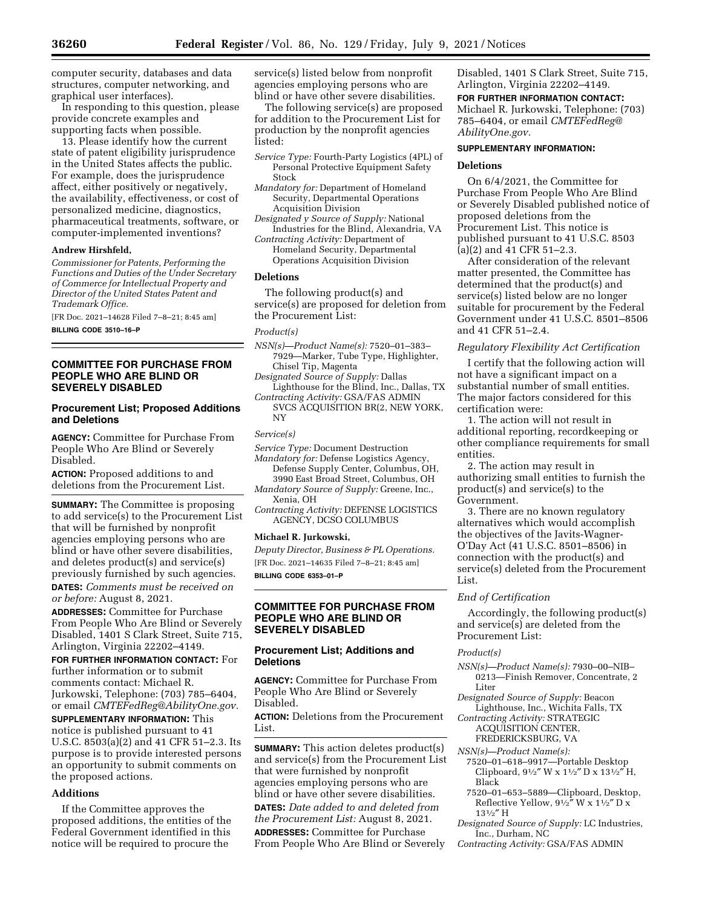computer security, databases and data structures, computer networking, and graphical user interfaces).

In responding to this question, please provide concrete examples and supporting facts when possible.

13. Please identify how the current state of patent eligibility jurisprudence in the United States affects the public. For example, does the jurisprudence affect, either positively or negatively, the availability, effectiveness, or cost of personalized medicine, diagnostics, pharmaceutical treatments, software, or computer-implemented inventions?

**Andrew Hirshfeld,**

*Commissioner for Patents, Performing the Functions and Duties of the Under Secretary of Commerce for Intellectual Property and Director of the United States Patent and Trademark Office.*

[FR Doc. 2021–14628 Filed 7–8–21; 8:45 am]

**BILLING CODE 3510–16–P**

## COMMITTEE FOR PURCHASE FROM PEOPLE WHO ARE BLIND OR SEVERELY DISABLED

### Procurement List; Proposed Additions and Deletions

**AGENCY:** Committee for Purchase From People Who Are Blind or Severely Disabled.

**ACTION:** Proposed additions to and deletions from the Procurement List.

**SUMMARY:** The Committee is proposing to add service(s) to the Procurement List that will be furnished by nonprofit agencies employing persons who are blind or have other severe disabilities, and deletes product(s) and service(s) previously furnished by such agencies.

**DATES:** *Comments must be received on or before:* August 8, 2021.

**ADDRESSES:** Committee for Purchase From People Who Are Blind or Severely Disabled, 1401 S Clark Street, Suite 715, Arlington, Virginia 22202–4149.

**FOR FURTHER INFORMATION CONTACT:** For further information or to submit comments contact: Michael R. Jurkowski, Telephone: (703) 785–6404, or email *CMTEFedReg@AbilityOne.gov.*

**SUPPLEMENTARY INFORMATION:** This notice is published pursuant to 41 U.S.C. 8503(a)(2) and 41 CFR 51–2.3. Its purpose is to provide interested persons an opportunity to submit comments on the proposed actions.

#### Additions

If the Committee approves the proposed additions, the entities of the Federal Government identified in this notice will be required to procure the service(s) listed below from nonprofit agencies employing persons who are blind or have other severe disabilities.

The following service(s) are proposed for addition to the Procurement List for production by the nonprofit agencies listed:

*Service Type:* Fourth-Party Logistics (4PL) of Personal Protective Equipment Safety Stock
*Mandatory for:* Department of Homeland Security, Departmental Operations Acquisition Division
*Designated y Source of Supply:* National Industries for the Blind, Alexandria, VA
*Contracting Activity:* Department of Homeland Security, Departmental Operations Acquisition Division

#### Deletions

The following product(s) and service(s) are proposed for deletion from the Procurement List:

*Product(s)*

*NSN(s)—Product Name(s):* 7520–01–383–7929—Marker, Tube Type, Highlighter, Chisel Tip, Magenta
*Designated Source of Supply:* Dallas Lighthouse for the Blind, Inc., Dallas, TX
*Contracting Activity:* GSA/FAS ADMIN SVCS ACQUISITION BR(2, NEW YORK, NY

*Service(s)*

*Service Type:* Document Destruction
*Mandatory for:* Defense Logistics Agency, Defense Supply Center, Columbus, OH, 3990 East Broad Street, Columbus, OH
*Mandatory Source of Supply:* Greene, Inc., Xenia, OH
*Contracting Activity:* DEFENSE LOGISTICS AGENCY, DCSO COLUMBUS

**Michael R. Jurkowski,**

*Deputy Director, Business & PL Operations.*

[FR Doc. 2021–14635 Filed 7–8–21; 8:45 am]

**BILLING CODE 6353–01–P**

## COMMITTEE FOR PURCHASE FROM PEOPLE WHO ARE BLIND OR SEVERELY DISABLED

### Procurement List; Additions and Deletions

**AGENCY:** Committee for Purchase From People Who Are Blind or Severely Disabled.

**ACTION:** Deletions from the Procurement List.

**SUMMARY:** This action deletes product(s) and service(s) from the Procurement List that were furnished by nonprofit agencies employing persons who are blind or have other severe disabilities.

**DATES:** *Date added to and deleted from the Procurement List:* August 8, 2021.

**ADDRESSES:** Committee for Purchase From People Who Are Blind or Severely Disabled, 1401 S Clark Street, Suite 715, Arlington, Virginia 22202–4149.

**FOR FURTHER INFORMATION CONTACT:** Michael R. Jurkowski, Telephone: (703) 785–6404, or email *CMTEFedReg@AbilityOne.gov.*

**SUPPLEMENTARY INFORMATION:**

#### Deletions

On 6/4/2021, the Committee for Purchase From People Who Are Blind or Severely Disabled published notice of proposed deletions from the Procurement List. This notice is published pursuant to 41 U.S.C. 8503 (a)(2) and 41 CFR 51–2.3.

After consideration of the relevant matter presented, the Committee has determined that the product(s) and service(s) listed below are no longer suitable for procurement by the Federal Government under 41 U.S.C. 8501–8506 and 41 CFR 51–2.4.

*Regulatory Flexibility Act Certification*

I certify that the following action will not have a significant impact on a substantial number of small entities. The major factors considered for this certification were:

1. The action will not result in additional reporting, recordkeeping or other compliance requirements for small entities.

2. The action may result in authorizing small entities to furnish the product(s) and service(s) to the Government.

3. There are no known regulatory alternatives which would accomplish the objectives of the Javits-Wagner-O'Day Act (41 U.S.C. 8501–8506) in connection with the product(s) and service(s) deleted from the Procurement List.

*End of Certification*

Accordingly, the following product(s) and service(s) are deleted from the Procurement List:

*Product(s)*

*NSN(s)—Product Name(s):* 7930–00–NIB–0213—Finish Remover, Concentrate, 2 Liter
*Designated Source of Supply:* Beacon Lighthouse, Inc., Wichita Falls, TX
*Contracting Activity:* STRATEGIC ACQUISITION CENTER, FREDERICKSBURG, VA

*NSN(s)—Product Name(s):*
7520–01–618–9917—Portable Desktop Clipboard, 9½″ W x 1½″ D x 13½″ H, Black
7520–01–653–5889—Clipboard, Desktop, Reflective Yellow, 9½″ W x 1½″ D x 13½″ H
*Designated Source of Supply:* LC Industries, Inc., Durham, NC
*Contracting Activity:* GSA/FAS ADMIN